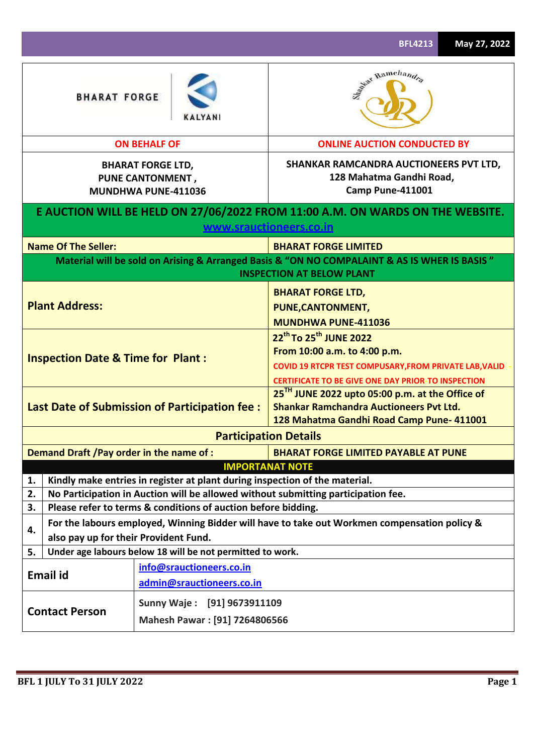BFL4213 May 27, 2022

| BHARAT FORGE KALYANI | Shankar Ramchandra SR |
|---|---|
| **ON BEHALF OF** | **ONLINE AUCTION CONDUCTED BY** |
| **BHARAT FORGE LTD,**<br>**PUNE CANTONMENT ,**<br>**MUNDHWA PUNE-411036** | **SHANKAR RAMCANDRA AUCTIONEERS PVT LTD,**<br>**128 Mahatma Gandhi Road,**<br>**Camp Pune-411001** |

## E AUCTION WILL BE HELD ON 27/06/2022 FROM 11:00 A.M. ON WARDS ON THE WEBSITE. www.srauctioneers.co.in

| | |
|---|---|
| **Name Of The Seller:** | **BHARAT FORGE LIMITED** |
| **Material will be sold on Arising & Arranged Basis & "ON NO COMPALAINT & AS IS WHER IS BASIS " INSPECTION AT BELOW PLANT** | |
| **Plant Address:** | **BHARAT FORGE LTD,**<br>**PUNE,CANTONMENT,**<br>**MUNDHWA PUNE-411036** |
| **Inspection Date & Time for Plant :** | **22nd To 25th JUNE 2022**<br>**From 10:00 a.m. to 4:00 p.m.**<br>**COVID 19 RTCPR TEST COMPUSARY,FROM PRIVATE LAB,VALID CERTIFICATE TO BE GIVE ONE DAY PRIOR TO INSPECTION** |
| **Last Date of Submission of Participation fee :** | **25TH JUNE 2022 upto 05:00 p.m. at the Office of Shankar Ramchandra Auctioneers Pvt Ltd. 128 Mahatma Gandhi Road Camp Pune- 411001** |
| **Participation Details** | |
| **Demand Draft /Pay order in the name of :** | **BHARAT FORGE LIMITED PAYABLE AT PUNE** |

**IMPORTANAT NOTE**

| | |
|---|---|
| **1.** | **Kindly make entries in register at plant during inspection of the material.** |
| **2.** | **No Participation in Auction will be allowed without submitting participation fee.** |
| **3.** | **Please refer to terms & conditions of auction before bidding.** |
| **4.** | **For the labours employed, Winning Bidder will have to take out Workmen compensation policy & also pay up for their Provident Fund.** |
| **5.** | **Under age labours below 18 will be not permitted to work.** |

| | |
|---|---|
| **Email id** | info@srauctioneers.co.in<br>admin@srauctioneers.co.in |
| **Contact Person** | **Sunny Waje : [91] 9673911109**<br>**Mahesh Pawar : [91] 7264806566** |

**BFL 1 JULY To 31 JULY 2022**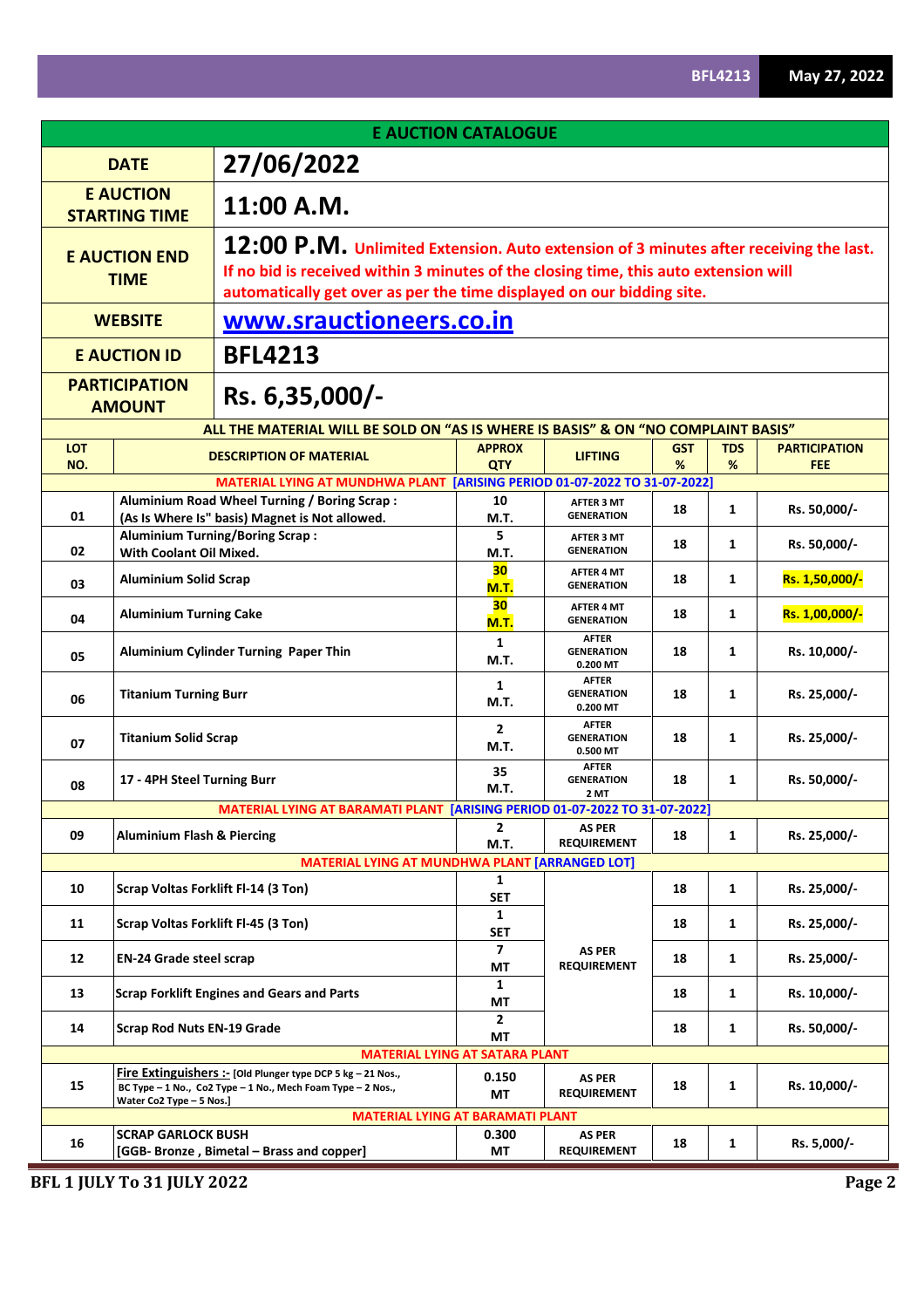## E AUCTION CATALOGUE

| | |
|---|---|
| **DATE** | **27/06/2022** |
| **E AUCTION STARTING TIME** | **11:00 A.M.** |
| **E AUCTION END TIME** | **12:00 P.M.** Unlimited Extension. Auto extension of 3 minutes after receiving the last. If no bid is received within 3 minutes of the closing time, this auto extension will automatically get over as per the time displayed on our bidding site. |
| **WEBSITE** | **www.srauctioneers.co.in** |
| **E AUCTION ID** | **BFL4213** |
| **PARTICIPATION AMOUNT** | **Rs. 6,35,000/-** |

**ALL THE MATERIAL WILL BE SOLD ON "AS IS WHERE IS BASIS" & ON "NO COMPLAINT BASIS"**

| LOT NO. | DESCRIPTION OF MATERIAL | APPROX QTY | LIFTING | GST % | TDS % | PARTICIPATION FEE |
|---|---|---|---|---|---|---|
| **MATERIAL LYING AT MUNDHWA PLANT [ARISING PERIOD 01-07-2022 TO 31-07-2022]** | | | | | | |
| 01 | Aluminium Road Wheel Turning / Boring Scrap : (As Is Where Is" basis) Magnet is Not allowed. | 10 M.T. | AFTER 3 MT GENERATION | 18 | 1 | Rs. 50,000/- |
| 02 | Aluminium Turning/Boring Scrap : With Coolant Oil Mixed. | 5 M.T. | AFTER 3 MT GENERATION | 18 | 1 | Rs. 50,000/- |
| 03 | Aluminium Solid Scrap | 30 M.T. | AFTER 4 MT GENERATION | 18 | 1 | Rs. 1,50,000/- |
| 04 | Aluminium Turning Cake | 30 M.T. | AFTER 4 MT GENERATION | 18 | 1 | Rs. 1,00,000/- |
| 05 | Aluminium Cylinder Turning Paper Thin | 1 M.T. | AFTER GENERATION 0.200 MT | 18 | 1 | Rs. 10,000/- |
| 06 | Titanium Turning Burr | 1 M.T. | AFTER GENERATION 0.200 MT | 18 | 1 | Rs. 25,000/- |
| 07 | Titanium Solid Scrap | 2 M.T. | AFTER GENERATION 0.500 MT | 18 | 1 | Rs. 25,000/- |
| 08 | 17 - 4PH Steel Turning Burr | 35 M.T. | AFTER GENERATION 2 MT | 18 | 1 | Rs. 50,000/- |
| **MATERIAL LYING AT BARAMATI PLANT [ARISING PERIOD 01-07-2022 TO 31-07-2022]** | | | | | | |
| 09 | Aluminium Flash & Piercing | 2 M.T. | AS PER REQUIREMENT | 18 | 1 | Rs. 25,000/- |
| **MATERIAL LYING AT MUNDHWA PLANT [ARRANGED LOT]** | | | | | | |
| 10 | Scrap Voltas Forklift Fl-14 (3 Ton) | 1 SET | AS PER REQUIREMENT | 18 | 1 | Rs. 25,000/- |
| 11 | Scrap Voltas Forklift Fl-45 (3 Ton) | 1 SET | | 18 | 1 | Rs. 25,000/- |
| 12 | EN-24 Grade steel scrap | 7 MT | | 18 | 1 | Rs. 25,000/- |
| 13 | Scrap Forklift Engines and Gears and Parts | 1 MT | | 18 | 1 | Rs. 10,000/- |
| 14 | Scrap Rod Nuts EN-19 Grade | 2 MT | | 18 | 1 | Rs. 50,000/- |
| **MATERIAL LYING AT SATARA PLANT** | | | | | | |
| 15 | Fire Extinguishers :- [Old Plunger type DCP 5 kg – 21 Nos., BC Type – 1 No., Co2 Type – 1 No., Mech Foam Type – 2 Nos., Water Co2 Type – 5 Nos.] | 0.150 MT | AS PER REQUIREMENT | 18 | 1 | Rs. 10,000/- |
| **MATERIAL LYING AT BARAMATI PLANT** | | | | | | |
| 16 | SCRAP GARLOCK BUSH [GGB- Bronze , Bimetal – Brass and copper] | 0.300 MT | AS PER REQUIREMENT | 18 | 1 | Rs. 5,000/- |

**BFL 1 JULY To 31 JULY 2022**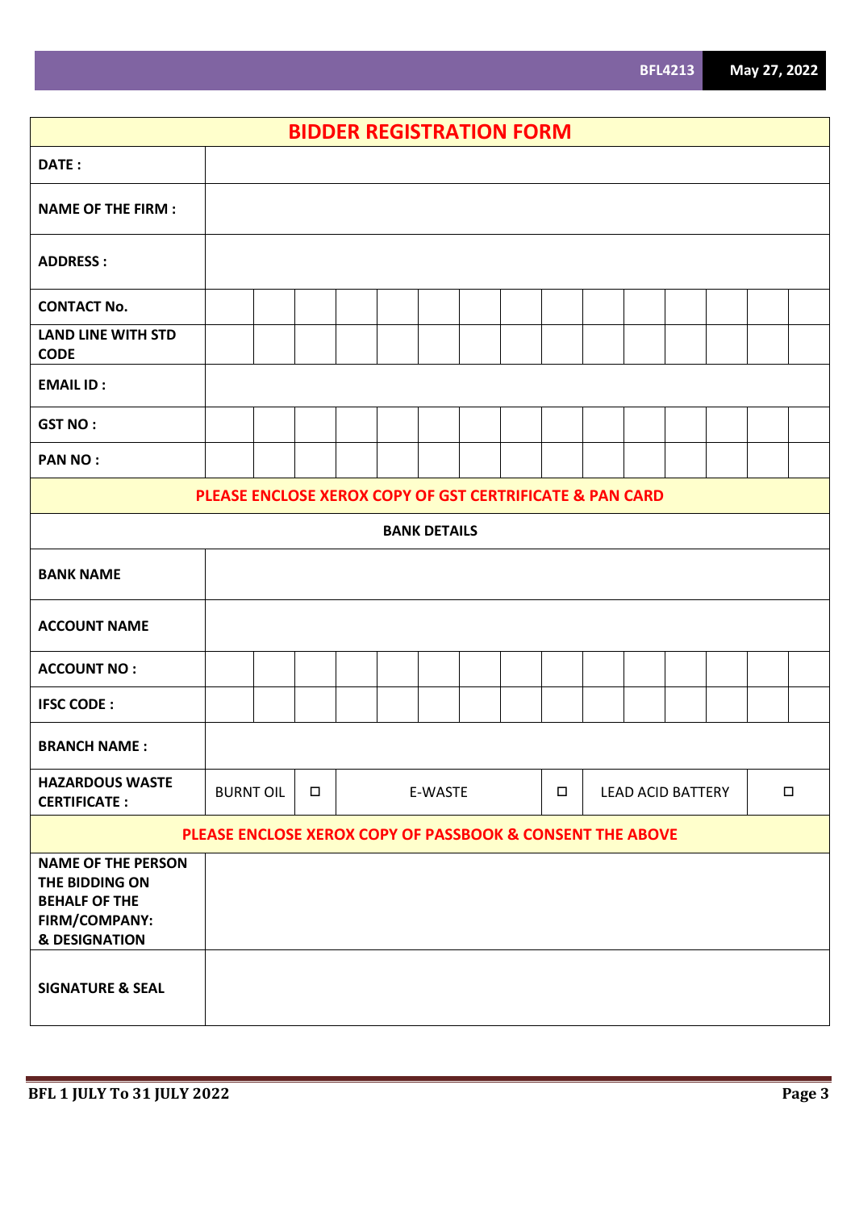# BIDDER REGISTRATION FORM

| | |
|---|---|
| **DATE :** | |
| **NAME OF THE FIRM :** | |
| **ADDRESS :** | |
| **CONTACT No.** | |
| **LAND LINE WITH STD CODE** | |
| **EMAIL ID :** | |
| **GST NO :** | |
| **PAN NO :** | |

**PLEASE ENCLOSE XEROX COPY OF GST CERTRIFICATE & PAN CARD**

**BANK DETAILS**

| | | | | | | |
|---|---|---|---|---|---|---|
| **BANK NAME** | | | | | | |
| **ACCOUNT NAME** | | | | | | |
| **ACCOUNT NO :** | | | | | | |
| **IFSC CODE :** | | | | | | |
| **BRANCH NAME :** | | | | | | |
| **HAZARDOUS WASTE CERTIFICATE :** | BURNT OIL | ☐ | E-WASTE | ☐ | LEAD ACID BATTERY | ☐ |

**PLEASE ENCLOSE XEROX COPY OF PASSBOOK & CONSENT THE ABOVE**

| | |
|---|---|
| **NAME OF THE PERSON THE BIDDING ON BEHALF OF THE FIRM/COMPANY: & DESIGNATION** | |
| **SIGNATURE & SEAL** | |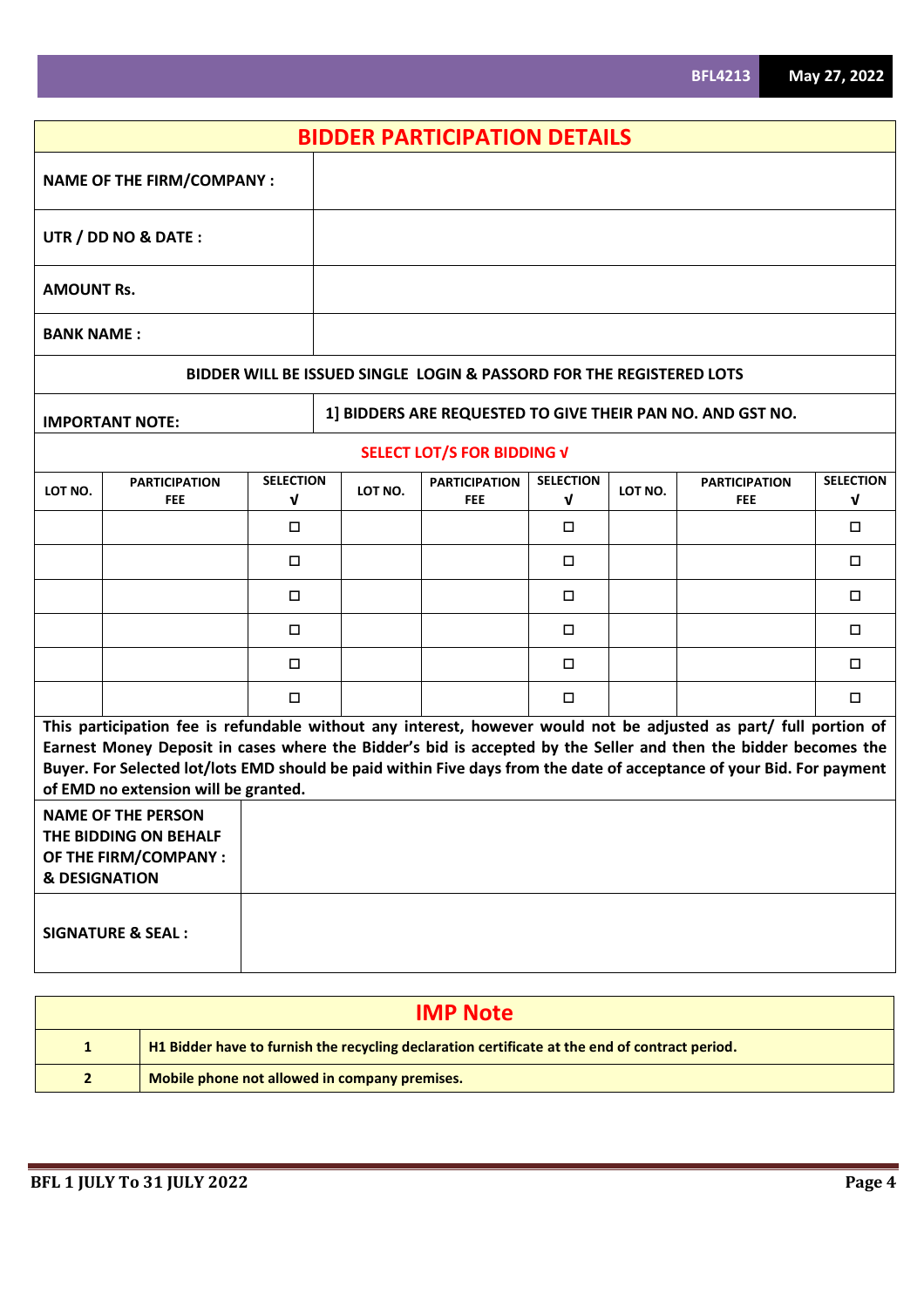## BIDDER PARTICIPATION DETAILS

| | |
|---|---|
| **NAME OF THE FIRM/COMPANY :** | |
| **UTR / DD NO & DATE :** | |
| **AMOUNT Rs.** | |
| **BANK NAME :** | |

**BIDDER WILL BE ISSUED SINGLE LOGIN & PASSORD FOR THE REGISTERED LOTS**

| | |
|---|---|
| **IMPORTANT NOTE:** | **1] BIDDERS ARE REQUESTED TO GIVE THEIR PAN NO. AND GST NO.** |

**SELECT LOT/S FOR BIDDING √**

| LOT NO. | PARTICIPATION FEE | SELECTION √ | LOT NO. | PARTICIPATION FEE | SELECTION √ | LOT NO. | PARTICIPATION FEE | SELECTION √ |
|---|---|---|---|---|---|---|---|---|
| | | ☐ | | | ☐ | | | ☐ |
| | | ☐ | | | ☐ | | | ☐ |
| | | ☐ | | | ☐ | | | ☐ |
| | | ☐ | | | ☐ | | | ☐ |
| | | ☐ | | | ☐ | | | ☐ |
| | | ☐ | | | ☐ | | | ☐ |

**This participation fee is refundable without any interest, however would not be adjusted as part/ full portion of Earnest Money Deposit in cases where the Bidder's bid is accepted by the Seller and then the bidder becomes the Buyer. For Selected lot/lots EMD should be paid within Five days from the date of acceptance of your Bid. For payment of EMD no extension will be granted.**

| | |
|---|---|
| **NAME OF THE PERSON THE BIDDING ON BEHALF OF THE FIRM/COMPANY : & DESIGNATION** | |
| **SIGNATURE & SEAL :** | |

## IMP Note

| | |
|---|---|
| **1** | **H1 Bidder have to furnish the recycling declaration certificate at the end of contract period.** |
| **2** | **Mobile phone not allowed in company premises.** |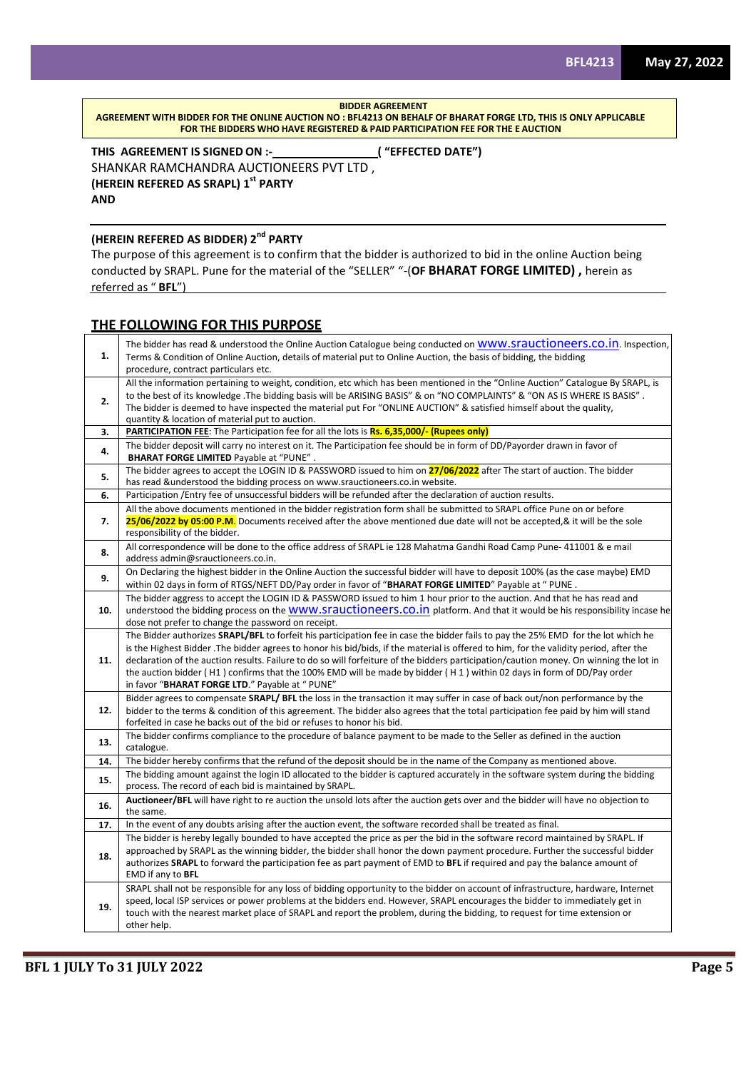**BIDDER AGREEMENT**

**AGREEMENT WITH BIDDER FOR THE ONLINE AUCTION NO : BFL4213 ON BEHALF OF BHARAT FORGE LTD, THIS IS ONLY APPLICABLE FOR THE BIDDERS WHO HAVE REGISTERED & PAID PARTICIPATION FEE FOR THE E AUCTION**

**THIS AGREEMENT IS SIGNED ON :-\_\_\_\_\_\_\_\_\_\_\_\_\_\_\_\_( "EFFECTED DATE")**

SHANKAR RAMCHANDRA AUCTIONEERS PVT LTD ,

**(HEREIN REFERED AS SRAPL) 1st PARTY**

**AND**

---

**(HEREIN REFERED AS BIDDER) 2nd PARTY**

The purpose of this agreement is to confirm that the bidder is authorized to bid in the online Auction being conducted by SRAPL. Pune for the material of the "SELLER" "-(**OF BHARAT FORGE LIMITED) ,** herein as referred as " **BFL**")

## THE FOLLOWING FOR THIS PURPOSE

| | |
|---|---|
| **1.** | The bidder has read & understood the Online Auction Catalogue being conducted on www.srauctioneers.co.in. Inspection, Terms & Condition of Online Auction, details of material put to Online Auction, the basis of bidding, the bidding procedure, contract particulars etc. |
| **2.** | All the information pertaining to weight, condition, etc which has been mentioned in the "Online Auction" Catalogue By SRAPL, is to the best of its knowledge .The bidding basis will be ARISING BASIS" & on "NO COMPLAINTS" & "ON AS IS WHERE IS BASIS" . The bidder is deemed to have inspected the material put For "ONLINE AUCTION" & satisfied himself about the quality, quantity & location of material put to auction. |
| **3.** | **PARTICIPATION FEE**: The Participation fee for all the lots is **Rs. 6,35,000/- (Rupees only)** |
| **4.** | The bidder deposit will carry no interest on it. The Participation fee should be in form of DD/Payorder drawn in favor of **BHARAT FORGE LIMITED** Payable at "PUNE" . |
| **5.** | The bidder agrees to accept the LOGIN ID & PASSWORD issued to him on **27/06/2022** after The start of auction. The bidder has read &understood the bidding process on www.srauctioneers.co.in website. |
| **6.** | Participation /Entry fee of unsuccessful bidders will be refunded after the declaration of auction results. |
| **7.** | All the above documents mentioned in the bidder registration form shall be submitted to SRAPL office Pune on or before **25/06/2022 by 05:00 P.M**. Documents received after the above mentioned due date will not be accepted,& it will be the sole responsibility of the bidder. |
| **8.** | All correspondence will be done to the office address of SRAPL ie 128 Mahatma Gandhi Road Camp Pune- 411001 & e mail address admin@srauctioneers.co.in. |
| **9.** | On Declaring the highest bidder in the Online Auction the successful bidder will have to deposit 100% (as the case maybe) EMD within 02 days in form of RTGS/NEFT DD/Pay order in favor of "**BHARAT FORGE LIMITED**" Payable at " PUNE . |
| **10.** | The bidder aggress to accept the LOGIN ID & PASSWORD issued to him 1 hour prior to the auction. And that he has read and understood the bidding process on the www.srauctioneers.co.in platform. And that it would be his responsibility incase he dose not prefer to change the password on receipt. |
| **11.** | The Bidder authorizes **SRAPL/BFL** to forfeit his participation fee in case the bidder fails to pay the 25% EMD for the lot which he is the Highest Bidder .The bidder agrees to honor his bid/bids, if the material is offered to him, for the validity period, after the declaration of the auction results. Failure to do so will forfeiture of the bidders participation/caution money. On winning the lot in the auction bidder ( H1 ) confirms that the 100% EMD will be made by bidder ( H 1 ) within 02 days in form of DD/Pay order in favor "**BHARAT FORGE LTD**." Payable at " PUNE" |
| **12.** | Bidder agrees to compensate **SRAPL/ BFL** the loss in the transaction it may suffer in case of back out/non performance by the bidder to the terms & condition of this agreement. The bidder also agrees that the total participation fee paid by him will stand forfeited in case he backs out of the bid or refuses to honor his bid. |
| **13.** | The bidder confirms compliance to the procedure of balance payment to be made to the Seller as defined in the auction catalogue. |
| **14.** | The bidder hereby confirms that the refund of the deposit should be in the name of the Company as mentioned above. |
| **15.** | The bidding amount against the login ID allocated to the bidder is captured accurately in the software system during the bidding process. The record of each bid is maintained by SRAPL. |
| **16.** | **Auctioneer/BFL** will have right to re auction the unsold lots after the auction gets over and the bidder will have no objection to the same. |
| **17.** | In the event of any doubts arising after the auction event, the software recorded shall be treated as final. |
| **18.** | The bidder is hereby legally bounded to have accepted the price as per the bid in the software record maintained by SRAPL. If approached by SRAPL as the winning bidder, the bidder shall honor the down payment procedure. Further the successful bidder authorizes **SRAPL** to forward the participation fee as part payment of EMD to **BFL** if required and pay the balance amount of EMD if any to **BFL** |
| **19.** | SRAPL shall not be responsible for any loss of bidding opportunity to the bidder on account of infrastructure, hardware, Internet speed, local ISP services or power problems at the bidders end. However, SRAPL encourages the bidder to immediately get in touch with the nearest market place of SRAPL and report the problem, during the bidding, to request for time extension or other help. |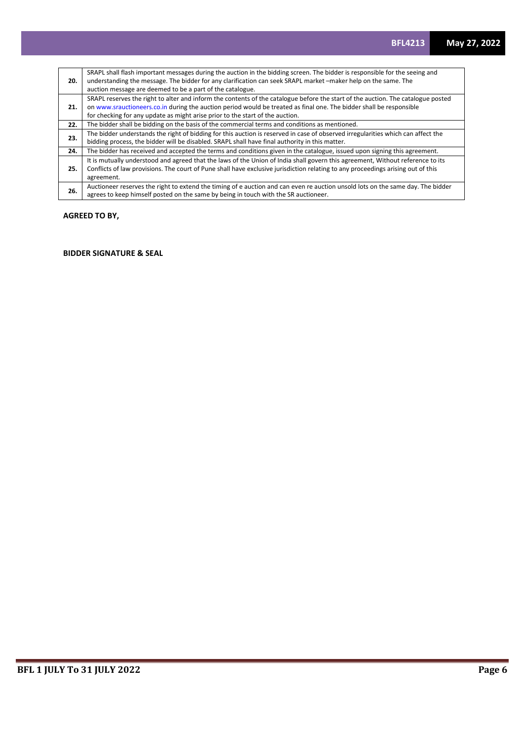| | |
|---|---|
| **20.** | SRAPL shall flash important messages during the auction in the bidding screen. The bidder is responsible for the seeing and understanding the message. The bidder for any clarification can seek SRAPL market –maker help on the same. The auction message are deemed to be a part of the catalogue. |
| **21.** | SRAPL reserves the right to alter and inform the contents of the catalogue before the start of the auction. The catalogue posted on www.srauctioneers.co.in during the auction period would be treated as final one. The bidder shall be responsible for checking for any update as might arise prior to the start of the auction. |
| **22.** | The bidder shall be bidding on the basis of the commercial terms and conditions as mentioned. |
| **23.** | The bidder understands the right of bidding for this auction is reserved in case of observed irregularities which can affect the bidding process, the bidder will be disabled. SRAPL shall have final authority in this matter. |
| **24.** | The bidder has received and accepted the terms and conditions given in the catalogue, issued upon signing this agreement. |
| **25.** | It is mutually understood and agreed that the laws of the Union of India shall govern this agreement, Without reference to its Conflicts of law provisions. The court of Pune shall have exclusive jurisdiction relating to any proceedings arising out of this agreement. |
| **26.** | Auctioneer reserves the right to extend the timing of e auction and can even re auction unsold lots on the same day. The bidder agrees to keep himself posted on the same by being in touch with the SR auctioneer. |

**AGREED TO BY,**

**BIDDER SIGNATURE & SEAL**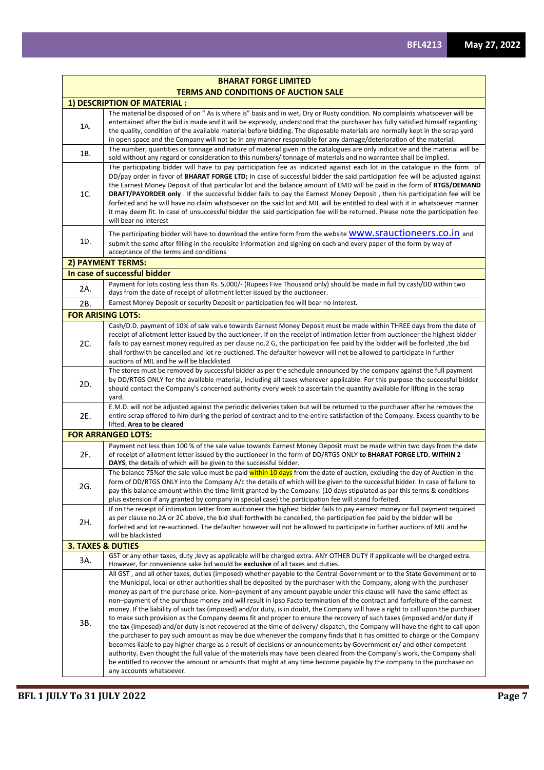## BHARAT FORGE LIMITED

## TERMS AND CONDITIONS OF AUCTION SALE

| | |
|---|---|
| **1) DESCRIPTION OF MATERIAL :** | |
| 1A. | The material be disposed of on " As is where is" basis and in wet, Dry or Rusty condition. No complaints whatsoever will be entertained after the bid is made and it will be expressly, understood that the purchaser has fully satisfied himself regarding the quality, condition of the available material before bidding. The disposable materials are normally kept in the scrap yard in open space and the Company will not be in any manner responsible for any damage/deterioration of the material. |
| 1B. | The number, quantities or tonnage and nature of material given in the catalogues are only indicative and the material will be sold without any regard or consideration to this numbers/ tonnage of materials and no warrantee shall be implied. |
| 1C. | The participating bidder will have to pay participation fee as indicated against each lot in the catalogue in the form of DD/pay order in favor of **BHARAT FORGE LTD;** In case of successful bidder the said participation fee will be adjusted against the Earnest Money Deposit of that particular lot and the balance amount of EMD will be paid in the form of **RTGS/DEMAND DRAFT/PAYORDER only** . If the successful bidder fails to pay the Earnest Money Deposit , then his participation fee will be forfeited and he will have no claim whatsoever on the said lot and MIL will be entitled to deal with it in whatsoever manner it may deem fit. In case of unsuccessful bidder the said participation fee will be returned. Please note the participation fee will bear no interest |
| 1D. | The participating bidder will have to download the entire form from the website www.srauctioneers.co.in and submit the same after filling in the requisite information and signing on each and every paper of the form by way of acceptance of the terms and conditions |
| **2) PAYMENT TERMS:** | |
| **In case of successful bidder** | |
| 2A. | Payment for lots costing less than Rs. 5,000/- (Rupees Five Thousand only) should be made in full by cash/DD within two days from the date of receipt of allotment letter issued by the auctioneer. |
| 2B. | Earnest Money Deposit or security Deposit or participation fee will bear no interest. |
| **FOR ARISING LOTS:** | |
| 2C. | Cash/D.D. payment of 10% of sale value towards Earnest Money Deposit must be made within THREE days from the date of receipt of allotment letter issued by the auctioneer. If on the receipt of intimation letter from auctioneer the highest bidder fails to pay earnest money required as per clause no.2 G, the participation fee paid by the bidder will be forfeited ,the bid shall forthwith be cancelled and lot re-auctioned. The defaulter however will not be allowed to participate in further auctions of MIL and he will be blacklisted |
| 2D. | The stores must be removed by successful bidder as per the schedule announced by the company against the full payment by DD/RTGS ONLY for the available material, including all taxes wherever applicable. For this purpose the successful bidder should contact the Company's concerned authority every week to ascertain the quantity available for lifting in the scrap yard. |
| 2E. | E.M.D. will not be adjusted against the periodic deliveries taken but will be returned to the purchaser after he removes the entire scrap offered to him during the period of contract and to the entire satisfaction of the Company. Excess quantity to be lifted. **Area to be cleared** |
| **FOR ARRANGED LOTS:** | |
| 2F. | Payment not less than 100 % of the sale value towards Earnest Money Deposit must be made within two days from the date of receipt of allotment letter issued by the auctioneer in the form of DD/RTGS ONLY **to BHARAT FORGE LTD. WITHIN 2 DAYS**, the details of which will be given to the successful bidder. |
| 2G. | The balance 75%of the sale value must be paid within 10 days from the date of auction, excluding the day of Auction in the form of DD/RTGS ONLY into the Company A/c the details of which will be given to the successful bidder. In case of failure to pay this balance amount within the time limit granted by the Company. (10 days stipulated as par this terms & conditions plus extension if any granted by company in special case) the participation fee will stand forfeited. |
| 2H. | If on the receipt of intimation letter from auctioneer the highest bidder fails to pay earnest money or full payment required as per clause no.2A or 2C above, the bid shall forthwith be cancelled, the participation fee paid by the bidder will be forfeited and lot re-auctioned. The defaulter however will not be allowed to participate in further auctions of MIL and he will be blacklisted |
| **3. TAXES & DUTIES** | |
| 3A. | GST or any other taxes, duty ,levy as applicable will be charged extra. ANY OTHER DUTY if applicable will be charged extra. However, for convenience sake bid would be **exclusive** of all taxes and duties. |
| 3B. | All GST , and all other taxes, duties (imposed) whether payable to the Central Government or to the State Government or to the Municipal, local or other authorities shall be deposited by the purchaser with the Company, along with the purchaser money as part of the purchase price. Non–payment of any amount payable under this clause will have the same effect as non–payment of the purchase money and will result in Ipso Facto termination of the contract and forfeiture of the earnest money. If the liability of such tax (imposed) and/or duty, is in doubt, the Company will have a right to call upon the purchaser to make such provision as the Company deems fit and proper to ensure the recovery of such taxes (imposed and/or duty if the tax (imposed) and/or duty is not recovered at the time of delivery/ dispatch, the Company will have the right to call upon the purchaser to pay such amount as may be due whenever the company finds that it has omitted to charge or the Company becomes liable to pay higher charge as a result of decisions or announcements by Government or/ and other competent authority. Even thought the full value of the materials may have been cleared from the Company's work, the Company shall be entitled to recover the amount or amounts that might at any time become payable by the company to the purchaser on any accounts whatsoever. |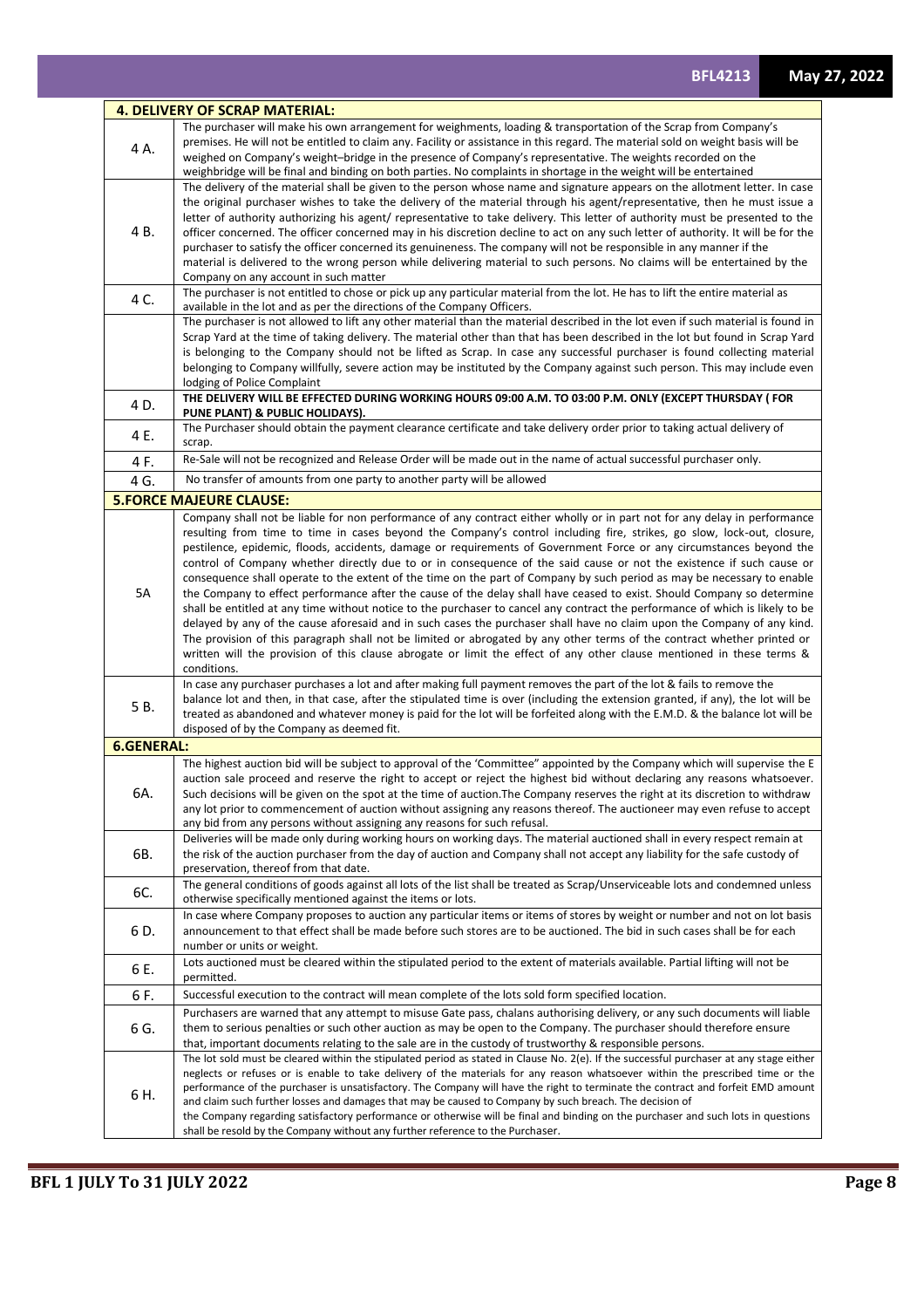| **4. DELIVERY OF SCRAP MATERIAL:** | |
|---|---|
| 4 A. | The purchaser will make his own arrangement for weighments, loading & transportation of the Scrap from Company's premises. He will not be entitled to claim any. Facility or assistance in this regard. The material sold on weight basis will be weighed on Company's weight–bridge in the presence of Company's representative. The weights recorded on the weighbridge will be final and binding on both parties. No complaints in shortage in the weight will be entertained |
| 4 B. | The delivery of the material shall be given to the person whose name and signature appears on the allotment letter. In case the original purchaser wishes to take the delivery of the material through his agent/representative, then he must issue a letter of authority authorizing his agent/ representative to take delivery. This letter of authority must be presented to the officer concerned. The officer concerned may in his discretion decline to act on any such letter of authority. It will be for the purchaser to satisfy the officer concerned its genuineness. The company will not be responsible in any manner if the material is delivered to the wrong person while delivering material to such persons. No claims will be entertained by the Company on any account in such matter |
| 4 C. | The purchaser is not entitled to chose or pick up any particular material from the lot. He has to lift the entire material as available in the lot and as per the directions of the Company Officers. |
| | The purchaser is not allowed to lift any other material than the material described in the lot even if such material is found in Scrap Yard at the time of taking delivery. The material other than that has been described in the lot but found in Scrap Yard is belonging to the Company should not be lifted as Scrap. In case any successful purchaser is found collecting material belonging to Company willfully, severe action may be instituted by the Company against such person. This may include even lodging of Police Complaint |
| 4 D. | **THE DELIVERY WILL BE EFFECTED DURING WORKING HOURS 09:00 A.M. TO 03:00 P.M. ONLY (EXCEPT THURSDAY ( FOR PUNE PLANT) & PUBLIC HOLIDAYS).** |
| 4 E. | The Purchaser should obtain the payment clearance certificate and take delivery order prior to taking actual delivery of scrap. |
| 4 F. | Re-Sale will not be recognized and Release Order will be made out in the name of actual successful purchaser only. |
| 4 G. | No transfer of amounts from one party to another party will be allowed |
| **5.FORCE MAJEURE CLAUSE:** | |
| 5A | Company shall not be liable for non performance of any contract either wholly or in part not for any delay in performance resulting from time to time in cases beyond the Company's control including fire, strikes, go slow, lock-out, closure, pestilence, epidemic, floods, accidents, damage or requirements of Government Force or any circumstances beyond the control of Company whether directly due to or in consequence of the said cause or not the existence if such cause or consequence shall operate to the extent of the time on the part of Company by such period as may be necessary to enable the Company to effect performance after the cause of the delay shall have ceased to exist. Should Company so determine shall be entitled at any time without notice to the purchaser to cancel any contract the performance of which is likely to be delayed by any of the cause aforesaid and in such cases the purchaser shall have no claim upon the Company of any kind. The provision of this paragraph shall not be limited or abrogated by any other terms of the contract whether printed or written will the provision of this clause abrogate or limit the effect of any other clause mentioned in these terms & conditions. |
| 5 B. | In case any purchaser purchases a lot and after making full payment removes the part of the lot & fails to remove the balance lot and then, in that case, after the stipulated time is over (including the extension granted, if any), the lot will be treated as abandoned and whatever money is paid for the lot will be forfeited along with the E.M.D. & the balance lot will be disposed of by the Company as deemed fit. |
| **6.GENERAL:** | |
| 6A. | The highest auction bid will be subject to approval of the 'Committee" appointed by the Company which will supervise the E auction sale proceed and reserve the right to accept or reject the highest bid without declaring any reasons whatsoever. Such decisions will be given on the spot at the time of auction.The Company reserves the right at its discretion to withdraw any lot prior to commencement of auction without assigning any reasons thereof. The auctioneer may even refuse to accept any bid from any persons without assigning any reasons for such refusal. |
| 6B. | Deliveries will be made only during working hours on working days. The material auctioned shall in every respect remain at the risk of the auction purchaser from the day of auction and Company shall not accept any liability for the safe custody of preservation, thereof from that date. |
| 6C. | The general conditions of goods against all lots of the list shall be treated as Scrap/Unserviceable lots and condemned unless otherwise specifically mentioned against the items or lots. |
| 6 D. | In case where Company proposes to auction any particular items or items of stores by weight or number and not on lot basis announcement to that effect shall be made before such stores are to be auctioned. The bid in such cases shall be for each number or units or weight. |
| 6 E. | Lots auctioned must be cleared within the stipulated period to the extent of materials available. Partial lifting will not be permitted. |
| 6 F. | Successful execution to the contract will mean complete of the lots sold form specified location. |
| 6 G. | Purchasers are warned that any attempt to misuse Gate pass, chalans authorising delivery, or any such documents will liable them to serious penalties or such other action as may be open to the Company. The purchaser should therefore ensure that, important documents relating to the sale are in the custody of trustworthy & responsible persons. |
| 6 H. | The lot sold must be cleared within the stipulated period as stated in Clause No. 2(e). If the successful purchaser at any stage either neglects or refuses or is enable to take delivery of the materials for any reason whatsoever within the prescribed time or the performance of the purchaser is unsatisfactory. The Company will have the right to terminate the contract and forfeit EMD amount and claim such further losses and damages that may be caused to Company by such breach. The decision of the Company regarding satisfactory performance or otherwise will be final and binding on the purchaser and such lots in questions shall be resold by the Company without any further reference to the Purchaser. |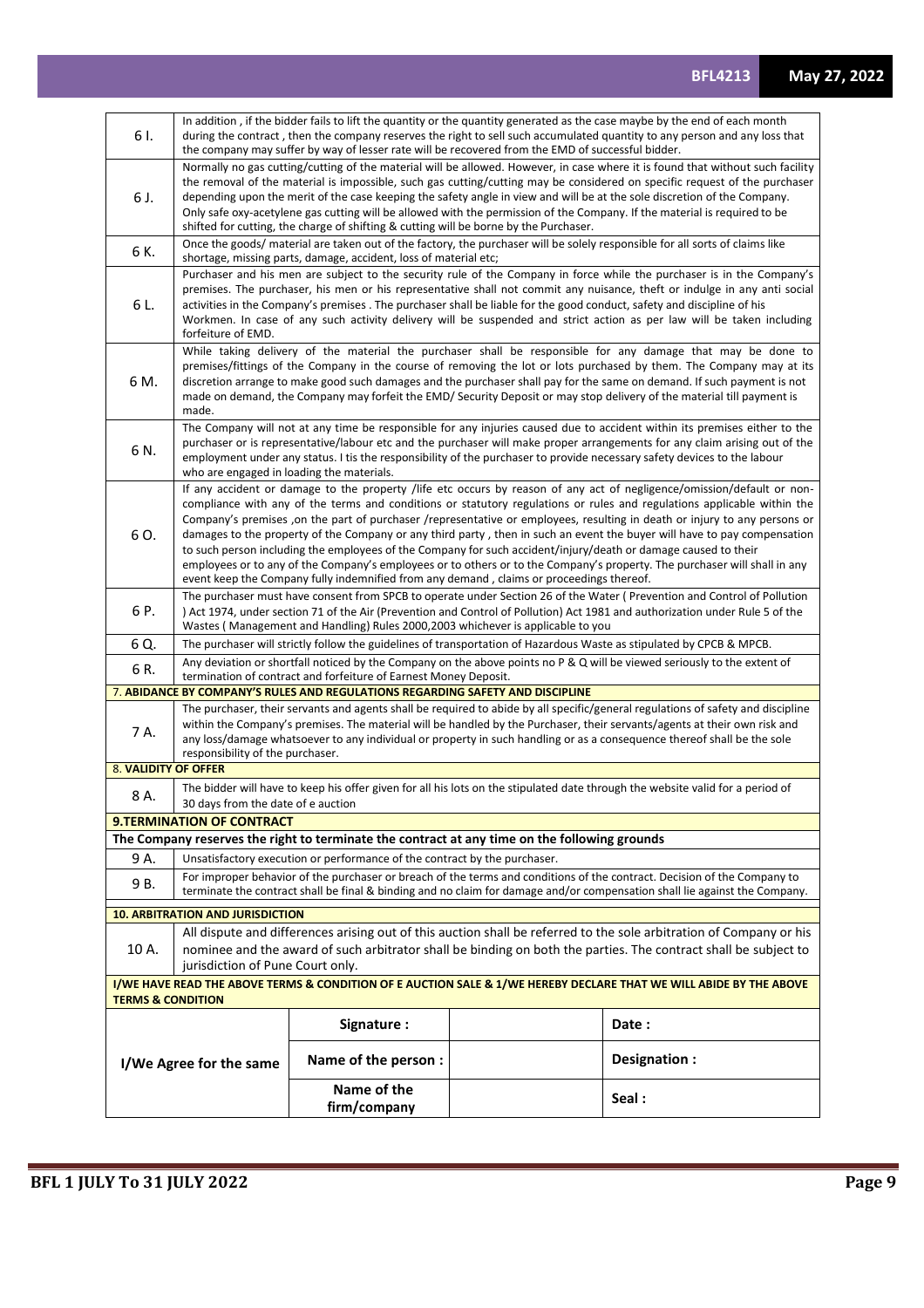| | |
|---|---|
| 6 I. | In addition , if the bidder fails to lift the quantity or the quantity generated as the case maybe by the end of each month during the contract , then the company reserves the right to sell such accumulated quantity to any person and any loss that the company may suffer by way of lesser rate will be recovered from the EMD of successful bidder. |
| 6 J. | Normally no gas cutting/cutting of the material will be allowed. However, in case where it is found that without such facility the removal of the material is impossible, such gas cutting/cutting may be considered on specific request of the purchaser depending upon the merit of the case keeping the safety angle in view and will be at the sole discretion of the Company. Only safe oxy-acetylene gas cutting will be allowed with the permission of the Company. If the material is required to be shifted for cutting, the charge of shifting & cutting will be borne by the Purchaser. |
| 6 K. | Once the goods/ material are taken out of the factory, the purchaser will be solely responsible for all sorts of claims like shortage, missing parts, damage, accident, loss of material etc; |
| 6 L. | Purchaser and his men are subject to the security rule of the Company in force while the purchaser is in the Company's premises. The purchaser, his men or his representative shall not commit any nuisance, theft or indulge in any anti social activities in the Company's premises . The purchaser shall be liable for the good conduct, safety and discipline of his Workmen. In case of any such activity delivery will be suspended and strict action as per law will be taken including forfeiture of EMD. |
| 6 M. | While taking delivery of the material the purchaser shall be responsible for any damage that may be done to premises/fittings of the Company in the course of removing the lot or lots purchased by them. The Company may at its discretion arrange to make good such damages and the purchaser shall pay for the same on demand. If such payment is not made on demand, the Company may forfeit the EMD/ Security Deposit or may stop delivery of the material till payment is made. |
| 6 N. | The Company will not at any time be responsible for any injuries caused due to accident within its premises either to the purchaser or is representative/labour etc and the purchaser will make proper arrangements for any claim arising out of the employment under any status. I tis the responsibility of the purchaser to provide necessary safety devices to the labour who are engaged in loading the materials. |
| 6 O. | If any accident or damage to the property /life etc occurs by reason of any act of negligence/omission/default or non-compliance with any of the terms and conditions or statutory regulations or rules and regulations applicable within the Company's premises ,on the part of purchaser /representative or employees, resulting in death or injury to any persons or damages to the property of the Company or any third party , then in such an event the buyer will have to pay compensation to such person including the employees of the Company for such accident/injury/death or damage caused to their employees or to any of the Company's employees or to others or to the Company's property. The purchaser will shall in any event keep the Company fully indemnified from any demand , claims or proceedings thereof. |
| 6 P. | The purchaser must have consent from SPCB to operate under Section 26 of the Water ( Prevention and Control of Pollution ) Act 1974, under section 71 of the Air (Prevention and Control of Pollution) Act 1981 and authorization under Rule 5 of the Wastes ( Management and Handling) Rules 2000,2003 whichever is applicable to you |
| 6 Q. | The purchaser will strictly follow the guidelines of transportation of Hazardous Waste as stipulated by CPCB & MPCB. |
| 6 R. | Any deviation or shortfall noticed by the Company on the above points no P & Q will be viewed seriously to the extent of termination of contract and forfeiture of Earnest Money Deposit. |
| **7. ABIDANCE BY COMPANY'S RULES AND REGULATIONS REGARDING SAFETY AND DISCIPLINE** | |
| 7 A. | The purchaser, their servants and agents shall be required to abide by all specific/general regulations of safety and discipline within the Company's premises. The material will be handled by the Purchaser, their servants/agents at their own risk and any loss/damage whatsoever to any individual or property in such handling or as a consequence thereof shall be the sole responsibility of the purchaser. |
| **8. VALIDITY OF OFFER** | |
| 8 A. | The bidder will have to keep his offer given for all his lots on the stipulated date through the website valid for a period of 30 days from the date of e auction |
| **9.TERMINATION OF CONTRACT** | |
| **The Company reserves the right to terminate the contract at any time on the following grounds** | |
| 9 A. | Unsatisfactory execution or performance of the contract by the purchaser. |
| 9 B. | For improper behavior of the purchaser or breach of the terms and conditions of the contract. Decision of the Company to terminate the contract shall be final & binding and no claim for damage and/or compensation shall lie against the Company. |
| **10. ARBITRATION AND JURISDICTION** | |
| 10 A. | All dispute and differences arising out of this auction shall be referred to the sole arbitration of Company or his nominee and the award of such arbitrator shall be binding on both the parties. The contract shall be subject to jurisdiction of Pune Court only. |

**I/WE HAVE READ THE ABOVE TERMS & CONDITION OF E AUCTION SALE & 1/WE HEREBY DECLARE THAT WE WILL ABIDE BY THE ABOVE TERMS & CONDITION**

| | | | |
|---|---|---|---|
| **I/We Agree for the same** | **Signature :** | | **Date :** |
| | **Name of the person :** | | **Designation :** |
| | **Name of the firm/company** | | **Seal :** |